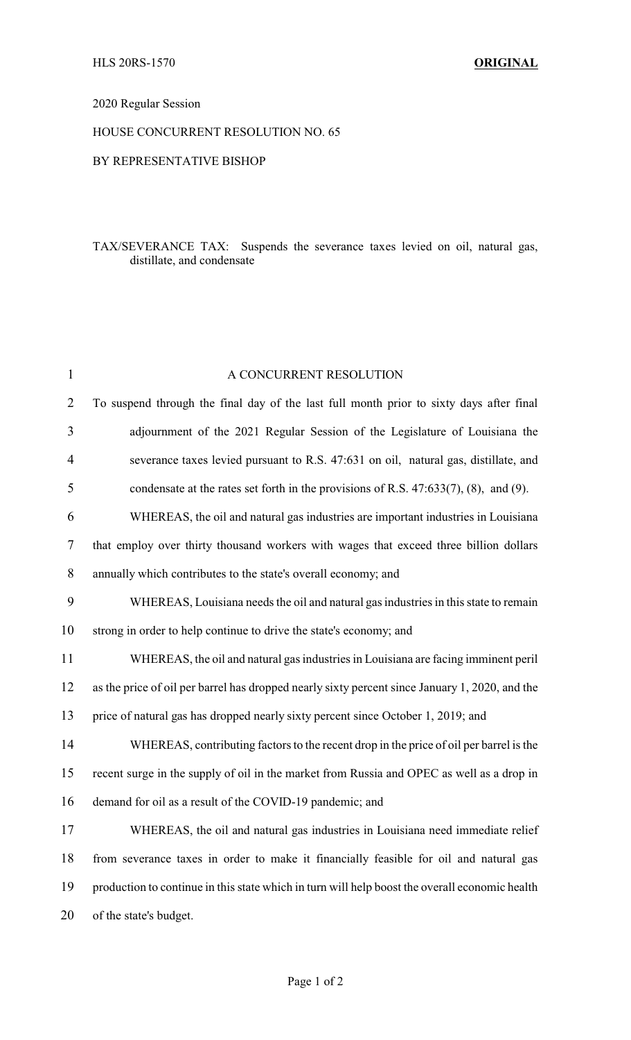HLS 20RS-1570 **ORIGINAL**

2020 Regular Session

HOUSE CONCURRENT RESOLUTION NO. 65

BY REPRESENTATIVE BISHOP

TAX/SEVERANCE TAX: Suspends the severance taxes levied on oil, natural gas, distillate, and condensate

A CONCURRENT RESOLUTION

To suspend through the final day of the last full month prior to sixty days after final adjournment of the 2021 Regular Session of the Legislature of Louisiana the severance taxes levied pursuant to R.S. 47:631 on oil, natural gas, distillate, and condensate at the rates set forth in the provisions of R.S. 47:633(7), (8), and (9).

WHEREAS, the oil and natural gas industries are important industries in Louisiana that employ over thirty thousand workers with wages that exceed three billion dollars annually which contributes to the state's overall economy; and

WHEREAS, Louisiana needs the oil and natural gas industries in this state to remain strong in order to help continue to drive the state's economy; and

WHEREAS, the oil and natural gas industries in Louisiana are facing imminent peril as the price of oil per barrel has dropped nearly sixty percent since January 1, 2020, and the price of natural gas has dropped nearly sixty percent since October 1, 2019; and

WHEREAS, contributing factors to the recent drop in the price of oil per barrel is the recent surge in the supply of oil in the market from Russia and OPEC as well as a drop in demand for oil as a result of the COVID-19 pandemic; and

WHEREAS, the oil and natural gas industries in Louisiana need immediate relief from severance taxes in order to make it financially feasible for oil and natural gas production to continue in this state which in turn will help boost the overall economic health of the state's budget.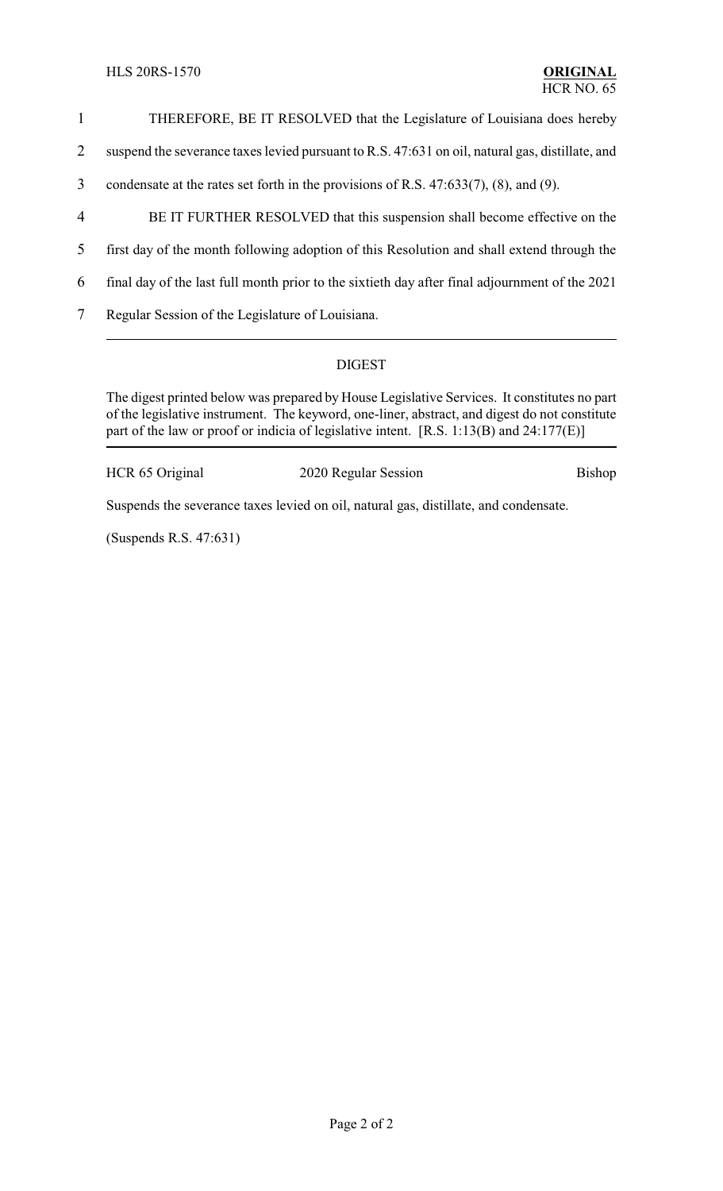THEREFORE, BE IT RESOLVED that the Legislature of Louisiana does hereby suspend the severance taxes levied pursuant to R.S. 47:631 on oil, natural gas, distillate, and condensate at the rates set forth in the provisions of R.S. 47:633(7), (8), and (9).

BE IT FURTHER RESOLVED that this suspension shall become effective on the first day of the month following adoption of this Resolution and shall extend through the final day of the last full month prior to the sixtieth day after final adjournment of the 2021 Regular Session of the Legislature of Louisiana.

---

## DIGEST

The digest printed below was prepared by House Legislative Services. It constitutes no part of the legislative instrument. The keyword, one-liner, abstract, and digest do not constitute part of the law or proof or indicia of legislative intent. [R.S. 1:13(B) and 24:177(E)]

---

HCR 65 Original 2020 Regular Session Bishop

Suspends the severance taxes levied on oil, natural gas, distillate, and condensate.

(Suspends R.S. 47:631)